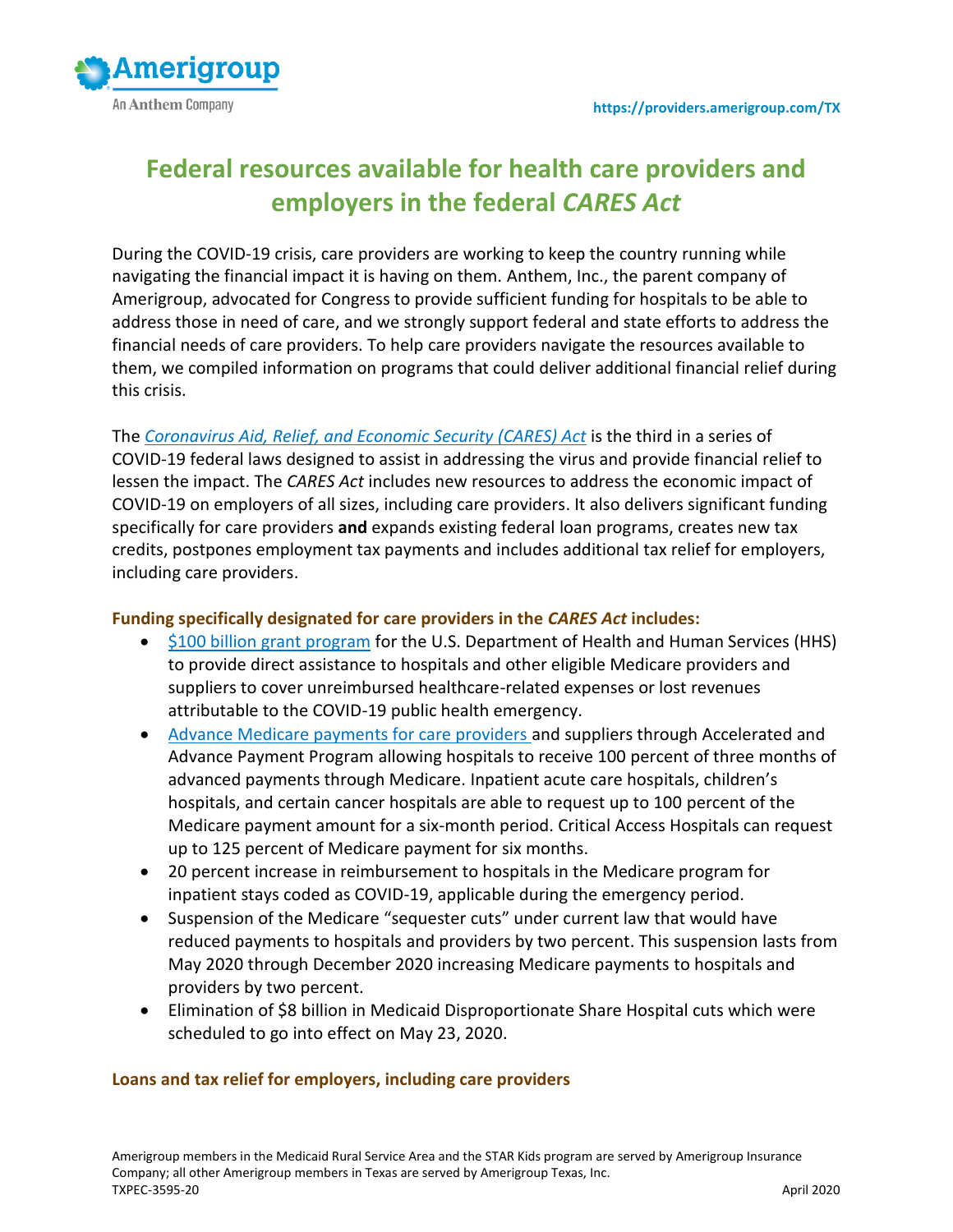https://providers.amerigroup.com/TX

# Federal resources available for health care providers and employers in the federal *CARES Act*

During the COVID-19 crisis, care providers are working to keep the country running while navigating the financial impact it is having on them. Anthem, Inc., the parent company of Amerigroup, advocated for Congress to provide sufficient funding for hospitals to be able to address those in need of care, and we strongly support federal and state efforts to address the financial needs of care providers. To help care providers navigate the resources available to them, we compiled information on programs that could deliver additional financial relief during this crisis.

The *Coronavirus Aid, Relief, and Economic Security (CARES) Act* is the third in a series of COVID-19 federal laws designed to assist in addressing the virus and provide financial relief to lessen the impact. The *CARES Act* includes new resources to address the economic impact of COVID-19 on employers of all sizes, including care providers. It also delivers significant funding specifically for care providers **and** expands existing federal loan programs, creates new tax credits, postpones employment tax payments and includes additional tax relief for employers, including care providers.

### Funding specifically designated for care providers in the *CARES Act* includes:

- $100 billion grant program for the U.S. Department of Health and Human Services (HHS) to provide direct assistance to hospitals and other eligible Medicare providers and suppliers to cover unreimbursed healthcare-related expenses or lost revenues attributable to the COVID-19 public health emergency.
- Advance Medicare payments for care providers and suppliers through Accelerated and Advance Payment Program allowing hospitals to receive 100 percent of three months of advanced payments through Medicare. Inpatient acute care hospitals, children's hospitals, and certain cancer hospitals are able to request up to 100 percent of the Medicare payment amount for a six-month period. Critical Access Hospitals can request up to 125 percent of Medicare payment for six months.
- 20 percent increase in reimbursement to hospitals in the Medicare program for inpatient stays coded as COVID-19, applicable during the emergency period.
- Suspension of the Medicare "sequester cuts" under current law that would have reduced payments to hospitals and providers by two percent. This suspension lasts from May 2020 through December 2020 increasing Medicare payments to hospitals and providers by two percent.
- Elimination of $8 billion in Medicaid Disproportionate Share Hospital cuts which were scheduled to go into effect on May 23, 2020.

### Loans and tax relief for employers, including care providers

Amerigroup members in the Medicaid Rural Service Area and the STAR Kids program are served by Amerigroup Insurance Company; all other Amerigroup members in Texas are served by Amerigroup Texas, Inc.
TXPEC-3595-20 April 2020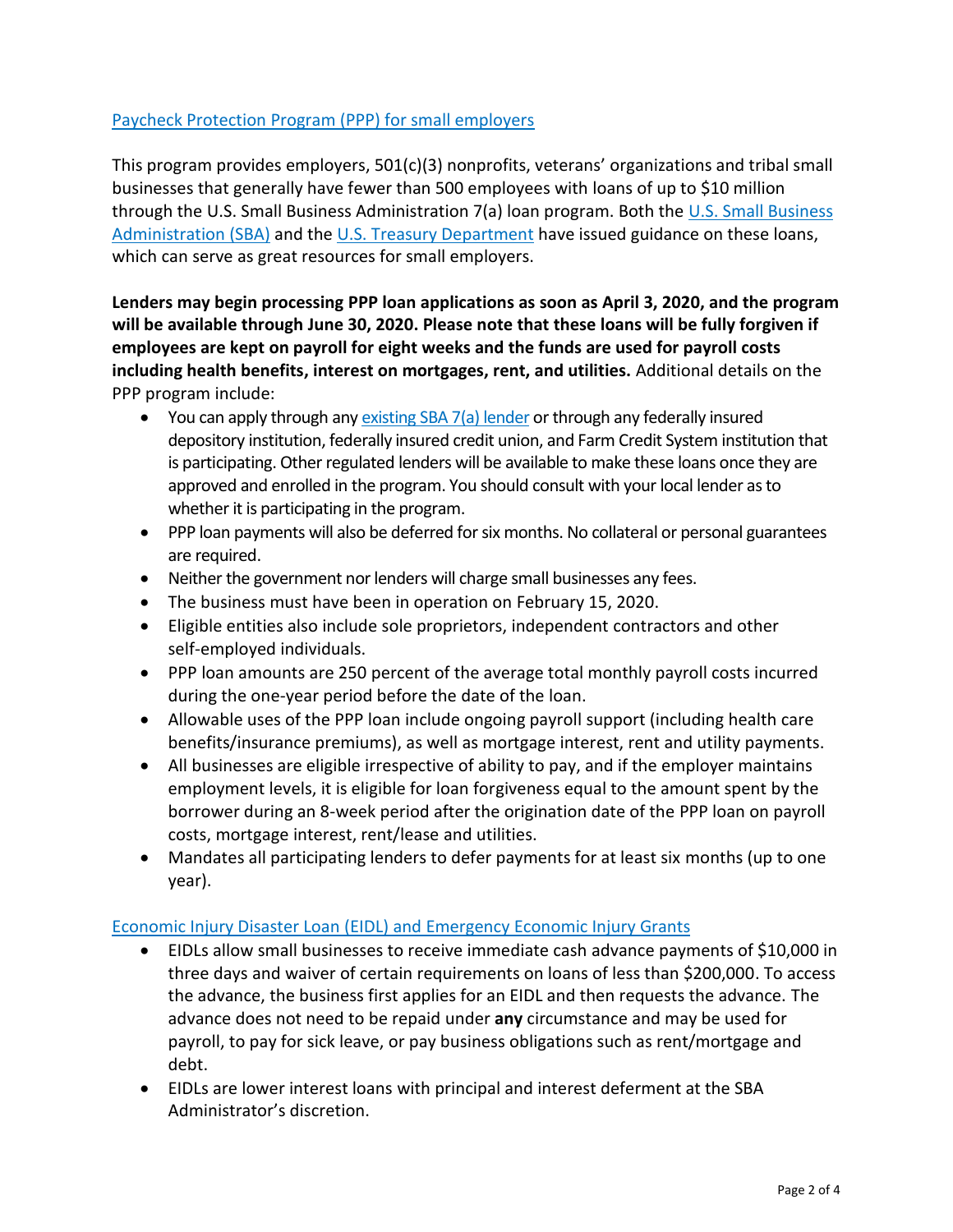## [Paycheck Protection Program (PPP) for small employers]

This program provides employers, 501(c)(3) nonprofits, veterans' organizations and tribal small businesses that generally have fewer than 500 employees with loans of up to $10 million through the U.S. Small Business Administration 7(a) loan program. Both the U.S. Small Business Administration (SBA) and the U.S. Treasury Department have issued guidance on these loans, which can serve as great resources for small employers.

**Lenders may begin processing PPP loan applications as soon as April 3, 2020, and the program will be available through June 30, 2020. Please note that these loans will be fully forgiven if employees are kept on payroll for eight weeks and the funds are used for payroll costs including health benefits, interest on mortgages, rent, and utilities.** Additional details on the PPP program include:

- You can apply through any existing SBA 7(a) lender or through any federally insured depository institution, federally insured credit union, and Farm Credit System institution that is participating. Other regulated lenders will be available to make these loans once they are approved and enrolled in the program. You should consult with your local lender as to whether it is participating in the program.
- PPP loan payments will also be deferred for six months. No collateral or personal guarantees are required.
- Neither the government nor lenders will charge small businesses any fees.
- The business must have been in operation on February 15, 2020.
- Eligible entities also include sole proprietors, independent contractors and other self-employed individuals.
- PPP loan amounts are 250 percent of the average total monthly payroll costs incurred during the one-year period before the date of the loan.
- Allowable uses of the PPP loan include ongoing payroll support (including health care benefits/insurance premiums), as well as mortgage interest, rent and utility payments.
- All businesses are eligible irrespective of ability to pay, and if the employer maintains employment levels, it is eligible for loan forgiveness equal to the amount spent by the borrower during an 8-week period after the origination date of the PPP loan on payroll costs, mortgage interest, rent/lease and utilities.
- Mandates all participating lenders to defer payments for at least six months (up to one year).

## [Economic Injury Disaster Loan (EIDL) and Emergency Economic Injury Grants]

- EIDLs allow small businesses to receive immediate cash advance payments of $10,000 in three days and waiver of certain requirements on loans of less than $200,000. To access the advance, the business first applies for an EIDL and then requests the advance. The advance does not need to be repaid under **any** circumstance and may be used for payroll, to pay for sick leave, or pay business obligations such as rent/mortgage and debt.
- EIDLs are lower interest loans with principal and interest deferment at the SBA Administrator's discretion.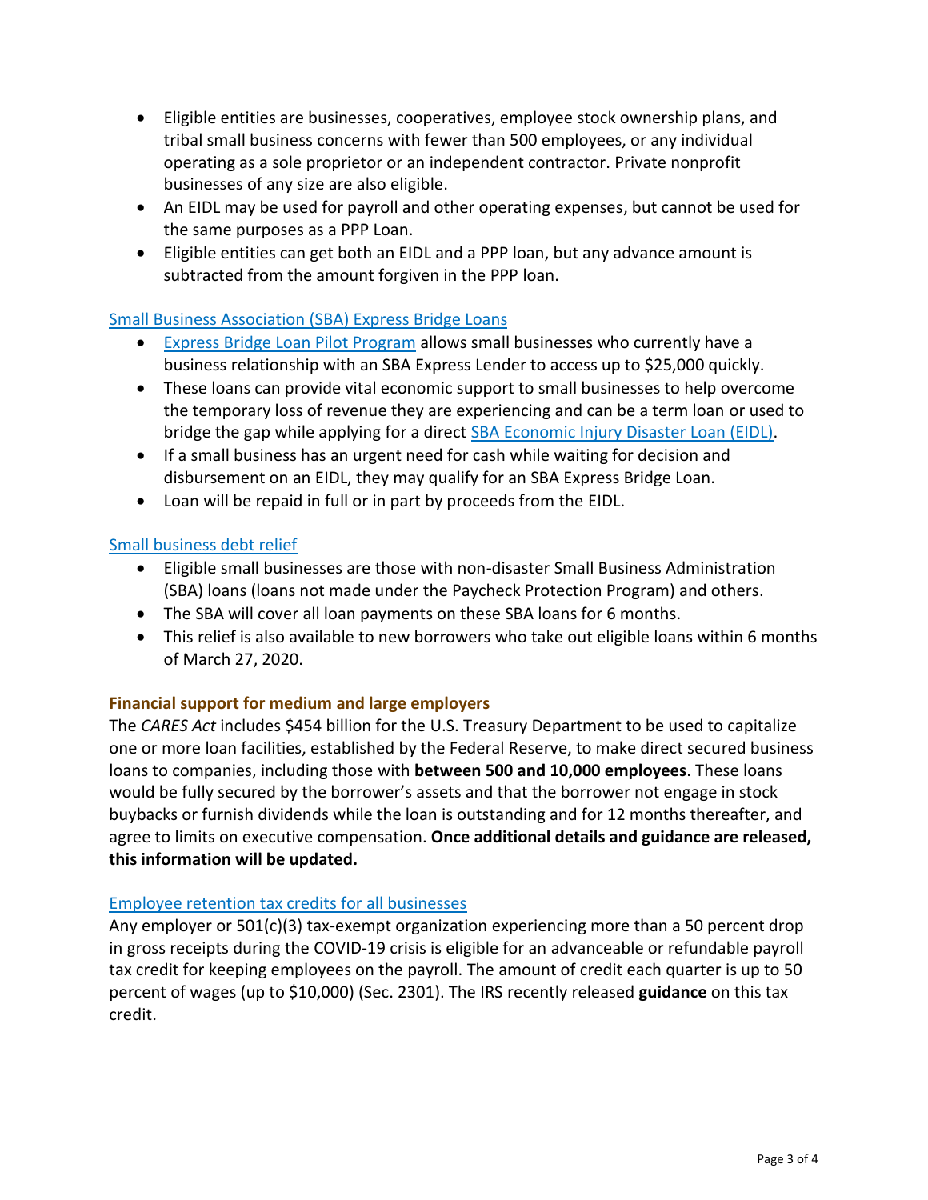- Eligible entities are businesses, cooperatives, employee stock ownership plans, and tribal small business concerns with fewer than 500 employees, or any individual operating as a sole proprietor or an independent contractor. Private nonprofit businesses of any size are also eligible.
- An EIDL may be used for payroll and other operating expenses, but cannot be used for the same purposes as a PPP Loan.
- Eligible entities can get both an EIDL and a PPP loan, but any advance amount is subtracted from the amount forgiven in the PPP loan.

### Small Business Association (SBA) Express Bridge Loans

- Express Bridge Loan Pilot Program allows small businesses who currently have a business relationship with an SBA Express Lender to access up to $25,000 quickly.
- These loans can provide vital economic support to small businesses to help overcome the temporary loss of revenue they are experiencing and can be a term loan or used to bridge the gap while applying for a direct SBA Economic Injury Disaster Loan (EIDL).
- If a small business has an urgent need for cash while waiting for decision and disbursement on an EIDL, they may qualify for an SBA Express Bridge Loan.
- Loan will be repaid in full or in part by proceeds from the EIDL.

### Small business debt relief

- Eligible small businesses are those with non-disaster Small Business Administration (SBA) loans (loans not made under the Paycheck Protection Program) and others.
- The SBA will cover all loan payments on these SBA loans for 6 months.
- This relief is also available to new borrowers who take out eligible loans within 6 months of March 27, 2020.

### Financial support for medium and large employers

The *CARES Act* includes $454 billion for the U.S. Treasury Department to be used to capitalize one or more loan facilities, established by the Federal Reserve, to make direct secured business loans to companies, including those with **between 500 and 10,000 employees**. These loans would be fully secured by the borrower's assets and that the borrower not engage in stock buybacks or furnish dividends while the loan is outstanding and for 12 months thereafter, and agree to limits on executive compensation. **Once additional details and guidance are released, this information will be updated.**

### Employee retention tax credits for all businesses

Any employer or 501(c)(3) tax-exempt organization experiencing more than a 50 percent drop in gross receipts during the COVID-19 crisis is eligible for an advanceable or refundable payroll tax credit for keeping employees on the payroll. The amount of credit each quarter is up to 50 percent of wages (up to $10,000) (Sec. 2301). The IRS recently released **guidance** on this tax credit.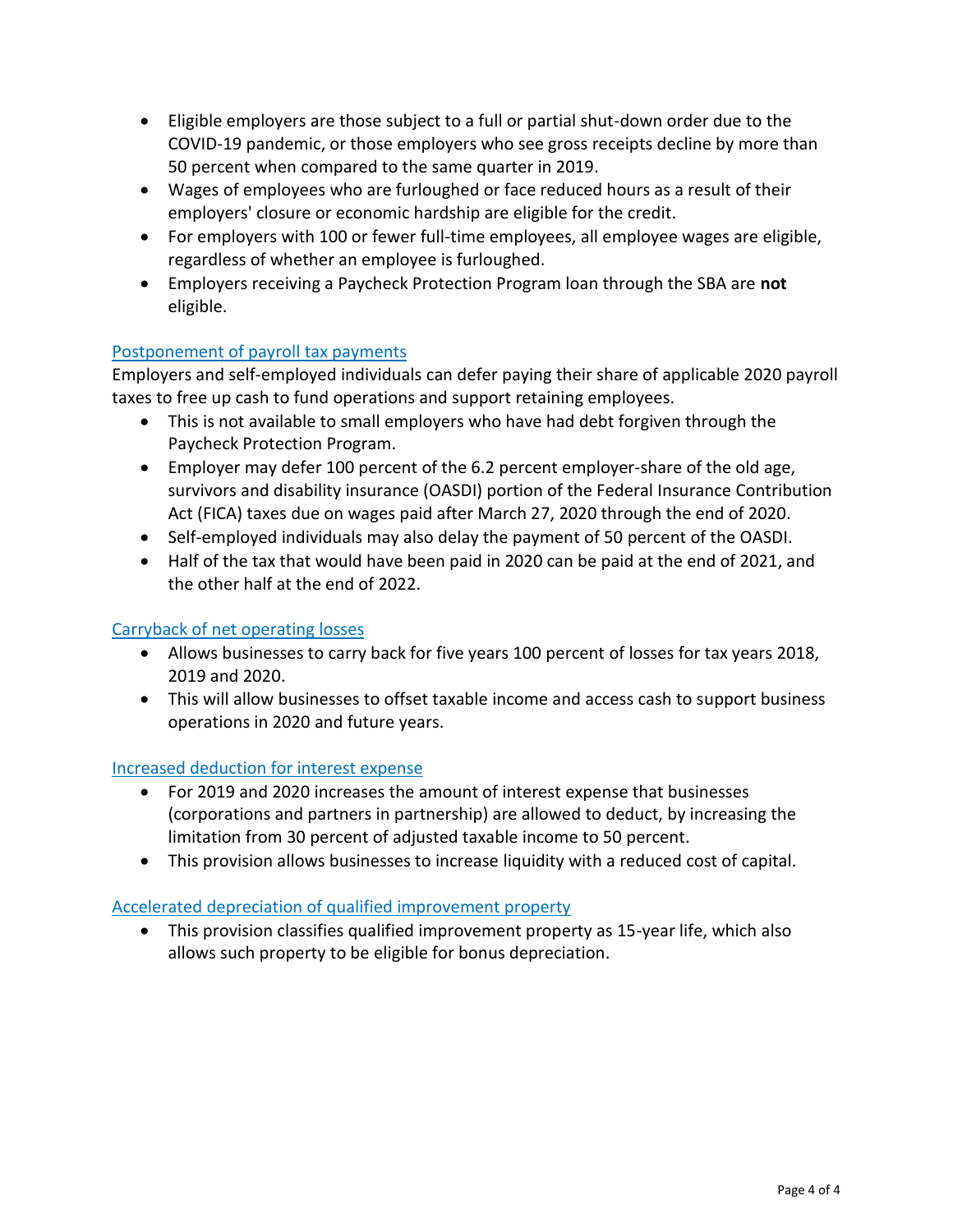- Eligible employers are those subject to a full or partial shut-down order due to the COVID-19 pandemic, or those employers who see gross receipts decline by more than 50 percent when compared to the same quarter in 2019.
- Wages of employees who are furloughed or face reduced hours as a result of their employers' closure or economic hardship are eligible for the credit.
- For employers with 100 or fewer full-time employees, all employee wages are eligible, regardless of whether an employee is furloughed.
- Employers receiving a Paycheck Protection Program loan through the SBA are **not** eligible.

## Postponement of payroll tax payments

Employers and self-employed individuals can defer paying their share of applicable 2020 payroll taxes to free up cash to fund operations and support retaining employees.

- This is not available to small employers who have had debt forgiven through the Paycheck Protection Program.
- Employer may defer 100 percent of the 6.2 percent employer-share of the old age, survivors and disability insurance (OASDI) portion of the Federal Insurance Contribution Act (FICA) taxes due on wages paid after March 27, 2020 through the end of 2020.
- Self-employed individuals may also delay the payment of 50 percent of the OASDI.
- Half of the tax that would have been paid in 2020 can be paid at the end of 2021, and the other half at the end of 2022.

## Carryback of net operating losses

- Allows businesses to carry back for five years 100 percent of losses for tax years 2018, 2019 and 2020.
- This will allow businesses to offset taxable income and access cash to support business operations in 2020 and future years.

## Increased deduction for interest expense

- For 2019 and 2020 increases the amount of interest expense that businesses (corporations and partners in partnership) are allowed to deduct, by increasing the limitation from 30 percent of adjusted taxable income to 50 percent.
- This provision allows businesses to increase liquidity with a reduced cost of capital.

## Accelerated depreciation of qualified improvement property

- This provision classifies qualified improvement property as 15-year life, which also allows such property to be eligible for bonus depreciation.